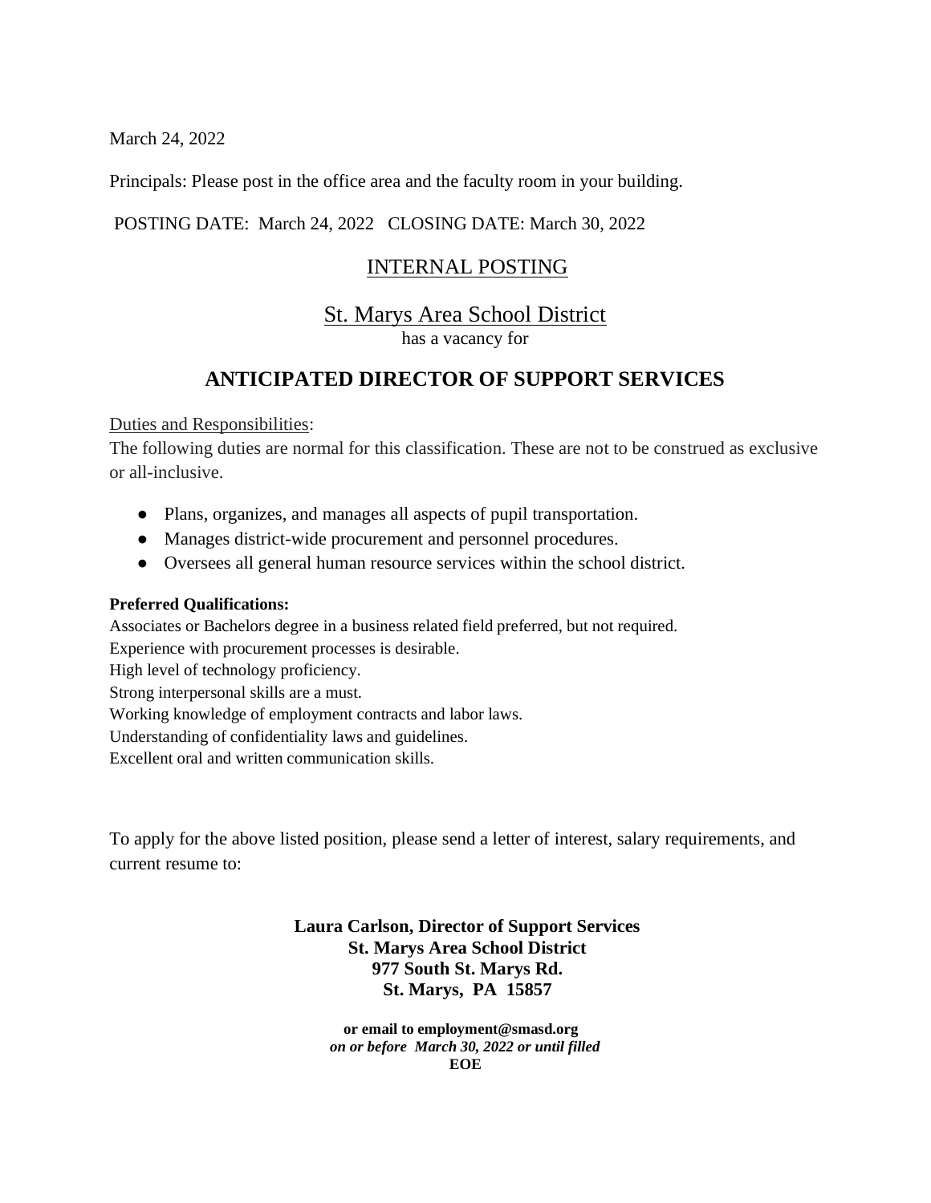March 24, 2022

Principals: Please post in the office area and the faculty room in your building.

POSTING DATE: March 24, 2022 CLOSING DATE: March 30, 2022

## INTERNAL POSTING

## St. Marys Area School District

has a vacancy for

# ANTICIPATED DIRECTOR OF SUPPORT SERVICES

Duties and Responsibilities:

The following duties are normal for this classification. These are not to be construed as exclusive or all-inclusive.

- Plans, organizes, and manages all aspects of pupil transportation.
- Manages district-wide procurement and personnel procedures.
- Oversees all general human resource services within the school district.

**Preferred Qualifications:**

Associates or Bachelors degree in a business related field preferred, but not required.
Experience with procurement processes is desirable.
High level of technology proficiency.
Strong interpersonal skills are a must.
Working knowledge of employment contracts and labor laws.
Understanding of confidentiality laws and guidelines.
Excellent oral and written communication skills.

To apply for the above listed position, please send a letter of interest, salary requirements, and current resume to:

**Laura Carlson, Director of Support Services**
**St. Marys Area School District**
**977 South St. Marys Rd.**
**St. Marys, PA 15857**

**or email to employment@smasd.org**
***on or before March 30, 2022 or until filled***
**EOE**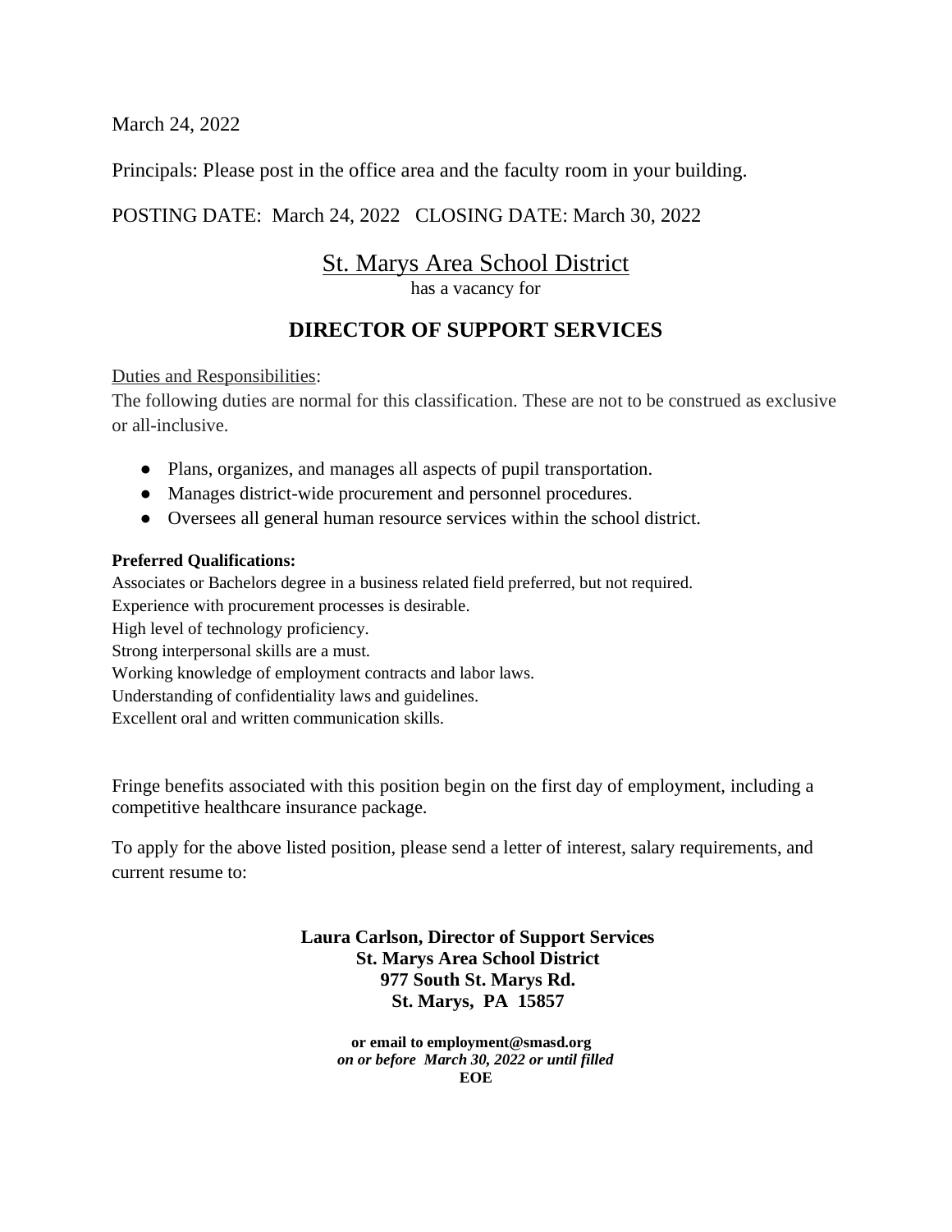March 24, 2022

Principals: Please post in the office area and the faculty room in your building.

POSTING DATE: March 24, 2022 CLOSING DATE: March 30, 2022

St. Marys Area School District
has a vacancy for

## DIRECTOR OF SUPPORT SERVICES

Duties and Responsibilities:
The following duties are normal for this classification. These are not to be construed as exclusive or all-inclusive.

- Plans, organizes, and manages all aspects of pupil transportation.
- Manages district-wide procurement and personnel procedures.
- Oversees all general human resource services within the school district.

**Preferred Qualifications:**
Associates or Bachelors degree in a business related field preferred, but not required.
Experience with procurement processes is desirable.
High level of technology proficiency.
Strong interpersonal skills are a must.
Working knowledge of employment contracts and labor laws.
Understanding of confidentiality laws and guidelines.
Excellent oral and written communication skills.

Fringe benefits associated with this position begin on the first day of employment, including a competitive healthcare insurance package.

To apply for the above listed position, please send a letter of interest, salary requirements, and current resume to:

**Laura Carlson, Director of Support Services**
**St. Marys Area School District**
**977 South St. Marys Rd.**
**St. Marys, PA 15857**

**or email to employment@smasd.org**
***on or before March 30, 2022 or until filled***
**EOE**